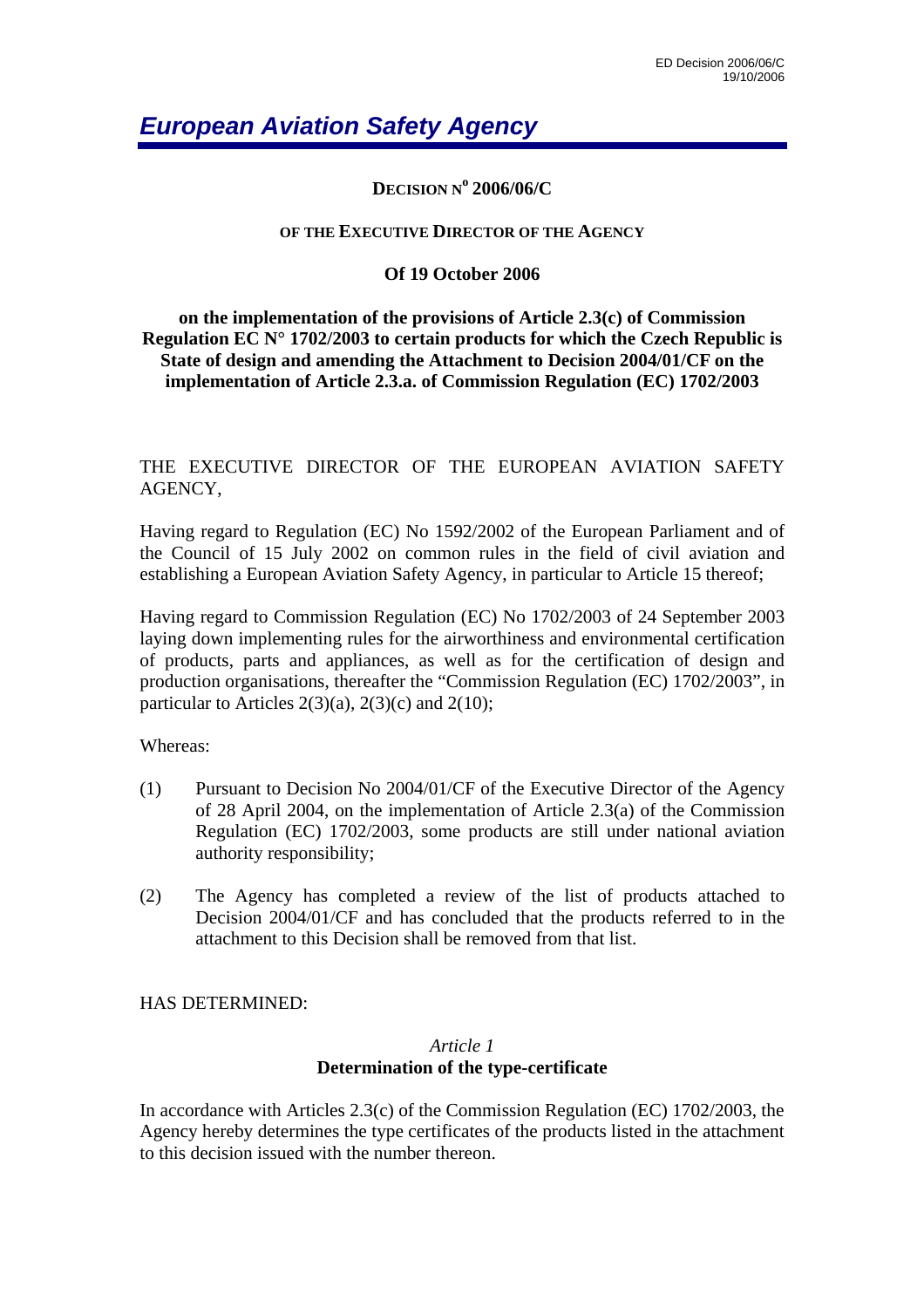# *European Aviation Safety Agency*

**DECISION N° 2006/06/C**

**OF THE EXECUTIVE DIRECTOR OF THE AGENCY**

**Of 19 October 2006**

**on the implementation of the provisions of Article 2.3(c) of Commission Regulation EC N° 1702/2003 to certain products for which the Czech Republic is State of design and amending the Attachment to Decision 2004/01/CF on the implementation of Article 2.3.a. of Commission Regulation (EC) 1702/2003**

THE EXECUTIVE DIRECTOR OF THE EUROPEAN AVIATION SAFETY AGENCY,

Having regard to Regulation (EC) No 1592/2002 of the European Parliament and of the Council of 15 July 2002 on common rules in the field of civil aviation and establishing a European Aviation Safety Agency, in particular to Article 15 thereof;

Having regard to Commission Regulation (EC) No 1702/2003 of 24 September 2003 laying down implementing rules for the airworthiness and environmental certification of products, parts and appliances, as well as for the certification of design and production organisations, thereafter the "Commission Regulation (EC) 1702/2003", in particular to Articles 2(3)(a), 2(3)(c) and 2(10);

Whereas:

(1) Pursuant to Decision No 2004/01/CF of the Executive Director of the Agency of 28 April 2004, on the implementation of Article 2.3(a) of the Commission Regulation (EC) 1702/2003, some products are still under national aviation authority responsibility;

(2) The Agency has completed a review of the list of products attached to Decision 2004/01/CF and has concluded that the products referred to in the attachment to this Decision shall be removed from that list.

HAS DETERMINED:

*Article 1*
**Determination of the type-certificate**

In accordance with Articles 2.3(c) of the Commission Regulation (EC) 1702/2003, the Agency hereby determines the type certificates of the products listed in the attachment to this decision issued with the number thereon.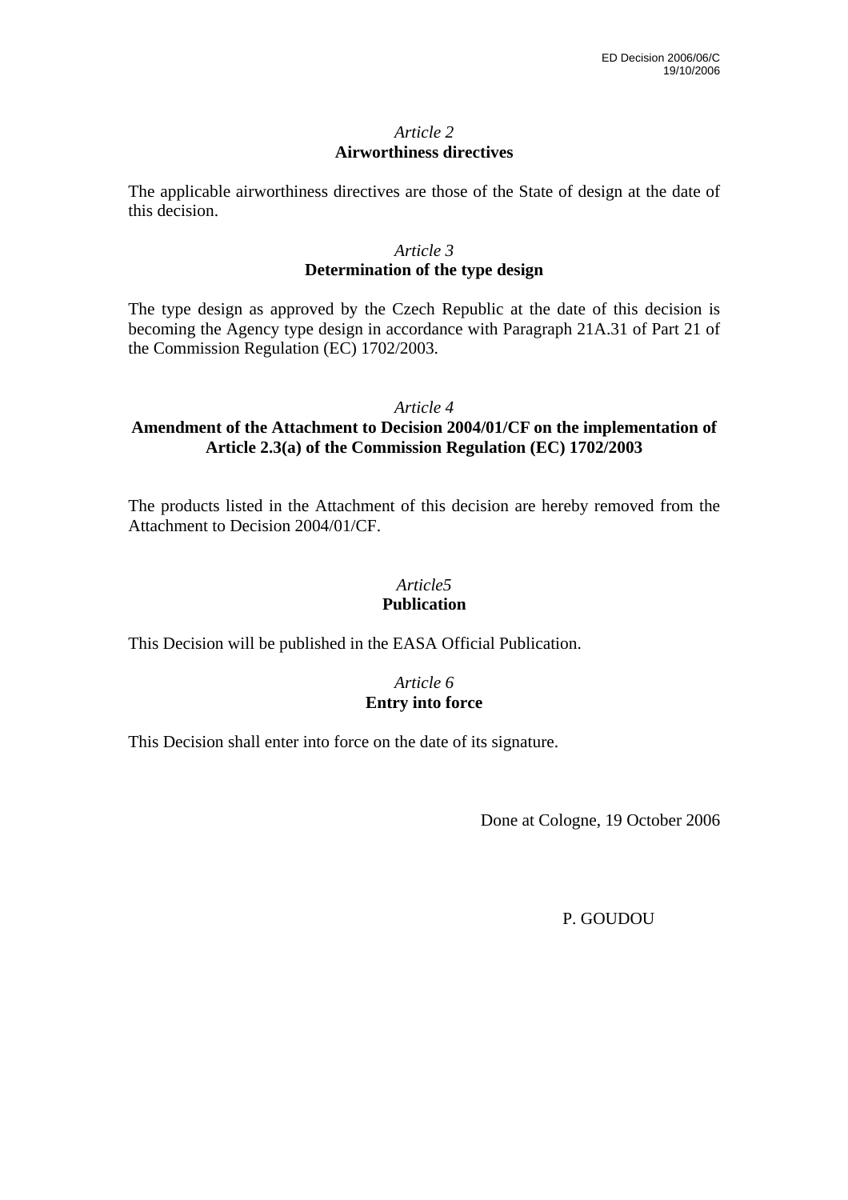*Article 2*
**Airworthiness directives**

The applicable airworthiness directives are those of the State of design at the date of this decision.

*Article 3*
**Determination of the type design**

The type design as approved by the Czech Republic at the date of this decision is becoming the Agency type design in accordance with Paragraph 21A.31 of Part 21 of the Commission Regulation (EC) 1702/2003.

*Article 4*
**Amendment of the Attachment to Decision 2004/01/CF on the implementation of Article 2.3(a) of the Commission Regulation (EC) 1702/2003**

The products listed in the Attachment of this decision are hereby removed from the Attachment to Decision 2004/01/CF.

*Article5*
**Publication**

This Decision will be published in the EASA Official Publication.

*Article 6*
**Entry into force**

This Decision shall enter into force on the date of its signature.

Done at Cologne, 19 October 2006

P. GOUDOU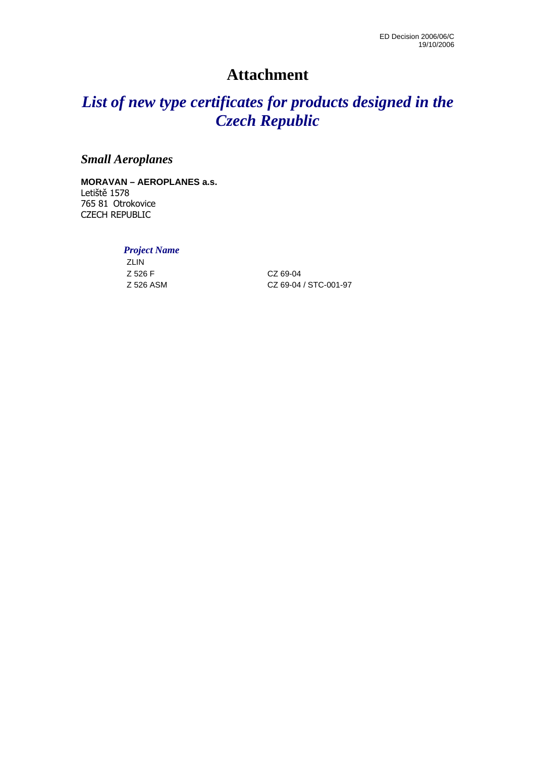# Attachment

## *List of new type certificates for products designed in the Czech Republic*

### *Small Aeroplanes*

**MORAVAN – AEROPLANES a.s.**
Letiště 1578
765 81 Otrokovice
CZECH REPUBLIC

| *Project Name* | |
|---|---|
| ZLIN | |
| Z 526 F | CZ 69-04 |
| Z 526 ASM | CZ 69-04 / STC-001-97 |